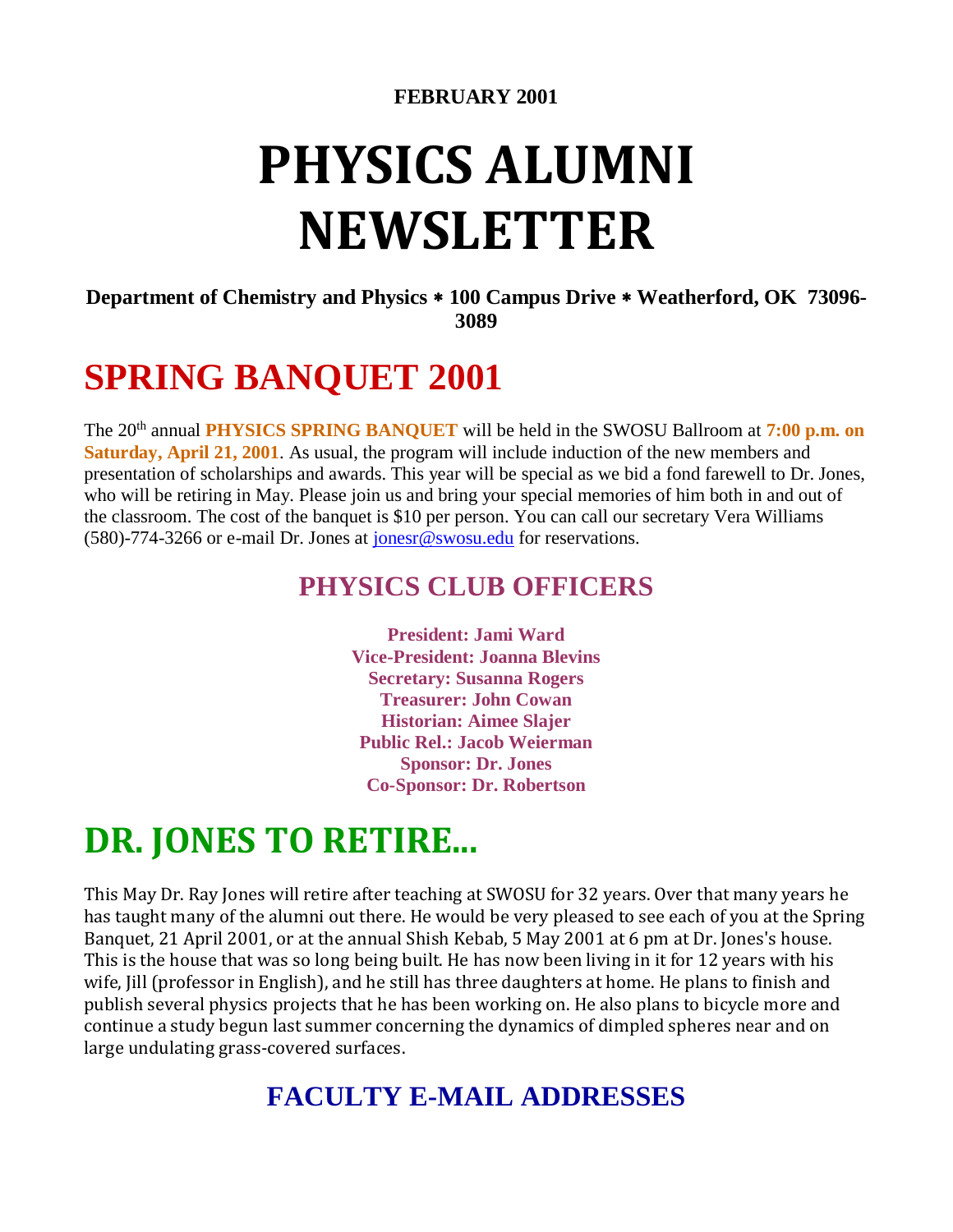**FEBRUARY 2001**

# PHYSICS ALUMNI NEWSLETTER

**Department of Chemistry and Physics ∗ 100 Campus Drive ∗ Weatherford, OK 73096-3089**

# SPRING BANQUET 2001

The 20th annual **PHYSICS SPRING BANQUET** will be held in the SWOSU Ballroom at **7:00 p.m. on Saturday, April 21, 2001**. As usual, the program will include induction of the new members and presentation of scholarships and awards. This year will be special as we bid a fond farewell to Dr. Jones, who will be retiring in May. Please join us and bring your special memories of him both in and out of the classroom. The cost of the banquet is $10 per person. You can call our secretary Vera Williams (580)-774-3266 or e-mail Dr. Jones at jonesr@swosu.edu for reservations.

## PHYSICS CLUB OFFICERS

**President: Jami Ward**
**Vice-President: Joanna Blevins**
**Secretary: Susanna Rogers**
**Treasurer: John Cowan**
**Historian: Aimee Slajer**
**Public Rel.: Jacob Weierman**
**Sponsor: Dr. Jones**
**Co-Sponsor: Dr. Robertson**

# DR. JONES TO RETIRE...

This May Dr. Ray Jones will retire after teaching at SWOSU for 32 years. Over that many years he has taught many of the alumni out there. He would be very pleased to see each of you at the Spring Banquet, 21 April 2001, or at the annual Shish Kebab, 5 May 2001 at 6 pm at Dr. Jones's house. This is the house that was so long being built. He has now been living in it for 12 years with his wife, Jill (professor in English), and he still has three daughters at home. He plans to finish and publish several physics projects that he has been working on. He also plans to bicycle more and continue a study begun last summer concerning the dynamics of dimpled spheres near and on large undulating grass-covered surfaces.

## FACULTY E-MAIL ADDRESSES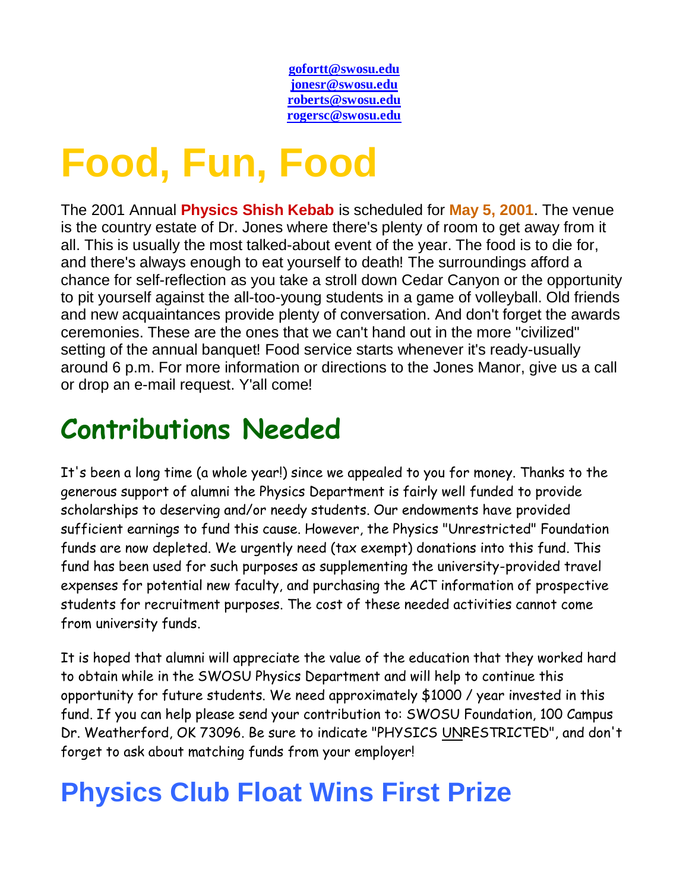[gofortt@swosu.edu](mailto:gofortt@swosu.edu)
[jonesr@swosu.edu](mailto:jonesr@swosu.edu)
[roberts@swosu.edu](mailto:roberts@swosu.edu)
[rogersc@swosu.edu](mailto:rogersc@swosu.edu)

# Food, Fun, Food

The 2001 Annual **Physics Shish Kebab** is scheduled for **May 5, 2001**. The venue is the country estate of Dr. Jones where there's plenty of room to get away from it all. This is usually the most talked-about event of the year. The food is to die for, and there's always enough to eat yourself to death! The surroundings afford a chance for self-reflection as you take a stroll down Cedar Canyon or the opportunity to pit yourself against the all-too-young students in a game of volleyball. Old friends and new acquaintances provide plenty of conversation. And don't forget the awards ceremonies. These are the ones that we can't hand out in the more "civilized" setting of the annual banquet! Food service starts whenever it's ready-usually around 6 p.m. For more information or directions to the Jones Manor, give us a call or drop an e-mail request. Y'all come!

## Contributions Needed

It's been a long time (a whole year!) since we appealed to you for money. Thanks to the generous support of alumni the Physics Department is fairly well funded to provide scholarships to deserving and/or needy students. Our endowments have provided sufficient earnings to fund this cause. However, the Physics "Unrestricted" Foundation funds are now depleted. We urgently need (tax exempt) donations into this fund. This fund has been used for such purposes as supplementing the university-provided travel expenses for potential new faculty, and purchasing the ACT information of prospective students for recruitment purposes. The cost of these needed activities cannot come from university funds.

It is hoped that alumni will appreciate the value of the education that they worked hard to obtain while in the SWOSU Physics Department and will help to continue this opportunity for future students. We need approximately $1000 / year invested in this fund. If you can help please send your contribution to: SWOSU Foundation, 100 Campus Dr. Weatherford, OK 73096. Be sure to indicate "PHYSICS UNRESTRICTED", and don't forget to ask about matching funds from your employer!

## Physics Club Float Wins First Prize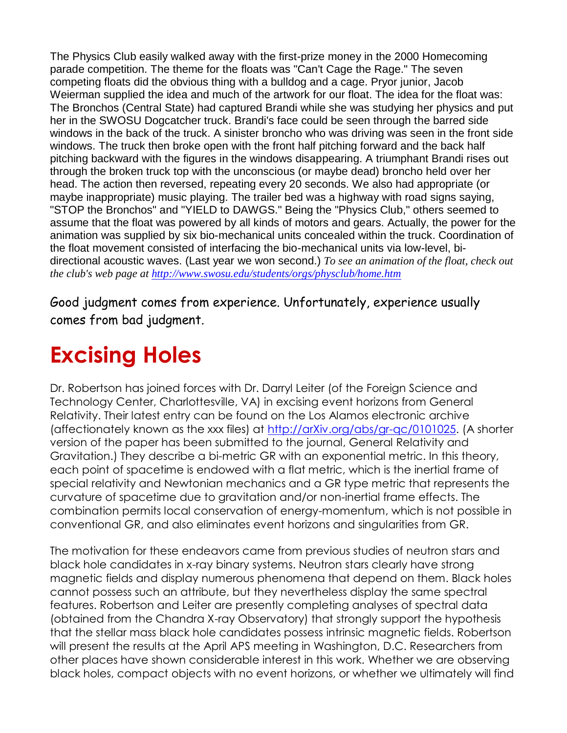The Physics Club easily walked away with the first-prize money in the 2000 Homecoming parade competition. The theme for the floats was "Can't Cage the Rage." The seven competing floats did the obvious thing with a bulldog and a cage. Pryor junior, Jacob Weierman supplied the idea and much of the artwork for our float. The idea for the float was: The Bronchos (Central State) had captured Brandi while she was studying her physics and put her in the SWOSU Dogcatcher truck. Brandi's face could be seen through the barred side windows in the back of the truck. A sinister broncho who was driving was seen in the front side windows. The truck then broke open with the front half pitching forward and the back half pitching backward with the figures in the windows disappearing. A triumphant Brandi rises out through the broken truck top with the unconscious (or maybe dead) broncho held over her head. The action then reversed, repeating every 20 seconds. We also had appropriate (or maybe inappropriate) music playing. The trailer bed was a highway with road signs saying, "STOP the Bronchos" and "YIELD to DAWGS." Being the "Physics Club," others seemed to assume that the float was powered by all kinds of motors and gears. Actually, the power for the animation was supplied by six bio-mechanical units concealed within the truck. Coordination of the float movement consisted of interfacing the bio-mechanical units via low-level, bi-directional acoustic waves. (Last year we won second.) *To see an animation of the float, check out the club's web page at [http://www.swosu.edu/students/orgs/physclub/home.htm](http://www.swosu.edu/students/orgs/physclub/home.htm)*

Good judgment comes from experience. Unfortunately, experience usually comes from bad judgment.

# Excising Holes

Dr. Robertson has joined forces with Dr. Darryl Leiter (of the Foreign Science and Technology Center, Charlottesville, VA) in excising event horizons from General Relativity. Their latest entry can be found on the Los Alamos electronic archive (affectionately known as the xxx files) at [http://arXiv.org/abs/gr-qc/0101025](http://arXiv.org/abs/gr-qc/0101025). (A shorter version of the paper has been submitted to the journal, General Relativity and Gravitation.) They describe a bi-metric GR with an exponential metric. In this theory, each point of spacetime is endowed with a flat metric, which is the inertial frame of special relativity and Newtonian mechanics and a GR type metric that represents the curvature of spacetime due to gravitation and/or non-inertial frame effects. The combination permits local conservation of energy-momentum, which is not possible in conventional GR, and also eliminates event horizons and singularities from GR.

The motivation for these endeavors came from previous studies of neutron stars and black hole candidates in x-ray binary systems. Neutron stars clearly have strong magnetic fields and display numerous phenomena that depend on them. Black holes cannot possess such an attribute, but they nevertheless display the same spectral features. Robertson and Leiter are presently completing analyses of spectral data (obtained from the Chandra X-ray Observatory) that strongly support the hypothesis that the stellar mass black hole candidates possess intrinsic magnetic fields. Robertson will present the results at the April APS meeting in Washington, D.C. Researchers from other places have shown considerable interest in this work. Whether we are observing black holes, compact objects with no event horizons, or whether we ultimately will find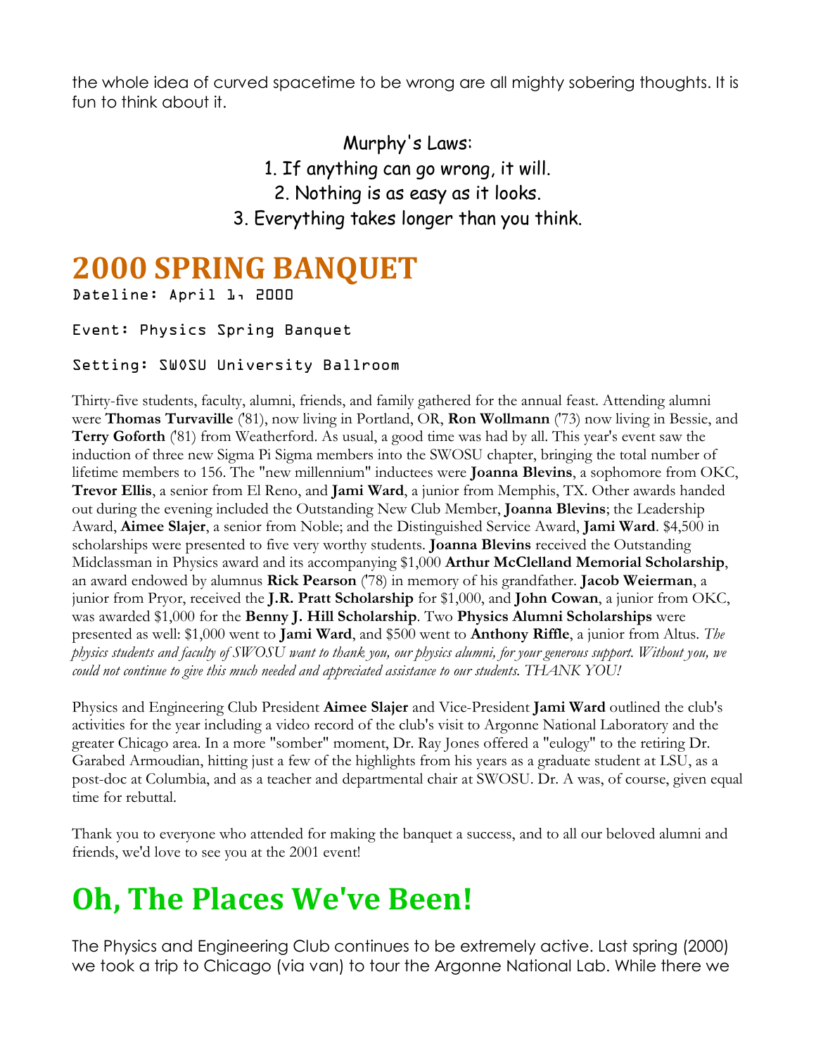the whole idea of curved spacetime to be wrong are all mighty sobering thoughts. It is fun to think about it.

Murphy's Laws:
1. If anything can go wrong, it will.
2. Nothing is as easy as it looks.
3. Everything takes longer than you think.

# 2000 SPRING BANQUET

Dateline: April 1, 2000

Event: Physics Spring Banquet

Setting: SWOSU University Ballroom

Thirty-five students, faculty, alumni, friends, and family gathered for the annual feast. Attending alumni were **Thomas Turvaville** ('81), now living in Portland, OR, **Ron Wollmann** ('73) now living in Bessie, and **Terry Goforth** ('81) from Weatherford. As usual, a good time was had by all. This year's event saw the induction of three new Sigma Pi Sigma members into the SWOSU chapter, bringing the total number of lifetime members to 156. The "new millennium" inductees were **Joanna Blevins**, a sophomore from OKC, **Trevor Ellis**, a senior from El Reno, and **Jami Ward**, a junior from Memphis, TX. Other awards handed out during the evening included the Outstanding New Club Member, **Joanna Blevins**; the Leadership Award, **Aimee Slajer**, a senior from Noble; and the Distinguished Service Award, **Jami Ward**. $4,500 in scholarships were presented to five very worthy students. **Joanna Blevins** received the Outstanding Midclassman in Physics award and its accompanying $1,000 **Arthur McClelland Memorial Scholarship**, an award endowed by alumnus **Rick Pearson** ('78) in memory of his grandfather. **Jacob Weierman**, a junior from Pryor, received the **J.R. Pratt Scholarship** for $1,000, and **John Cowan**, a junior from OKC, was awarded $1,000 for the **Benny J. Hill Scholarship**. Two **Physics Alumni Scholarships** were presented as well: $1,000 went to **Jami Ward**, and $500 went to **Anthony Riffle**, a junior from Altus. *The physics students and faculty of SWOSU want to thank you, our physics alumni, for your generous support. Without you, we could not continue to give this much needed and appreciated assistance to our students. THANK YOU!*

Physics and Engineering Club President **Aimee Slajer** and Vice-President **Jami Ward** outlined the club's activities for the year including a video record of the club's visit to Argonne National Laboratory and the greater Chicago area. In a more "somber" moment, Dr. Ray Jones offered a "eulogy" to the retiring Dr. Garabed Armoudian, hitting just a few of the highlights from his years as a graduate student at LSU, as a post-doc at Columbia, and as a teacher and departmental chair at SWOSU. Dr. A was, of course, given equal time for rebuttal.

Thank you to everyone who attended for making the banquet a success, and to all our beloved alumni and friends, we'd love to see you at the 2001 event!

# Oh, The Places We've Been!

The Physics and Engineering Club continues to be extremely active. Last spring (2000) we took a trip to Chicago (via van) to tour the Argonne National Lab. While there we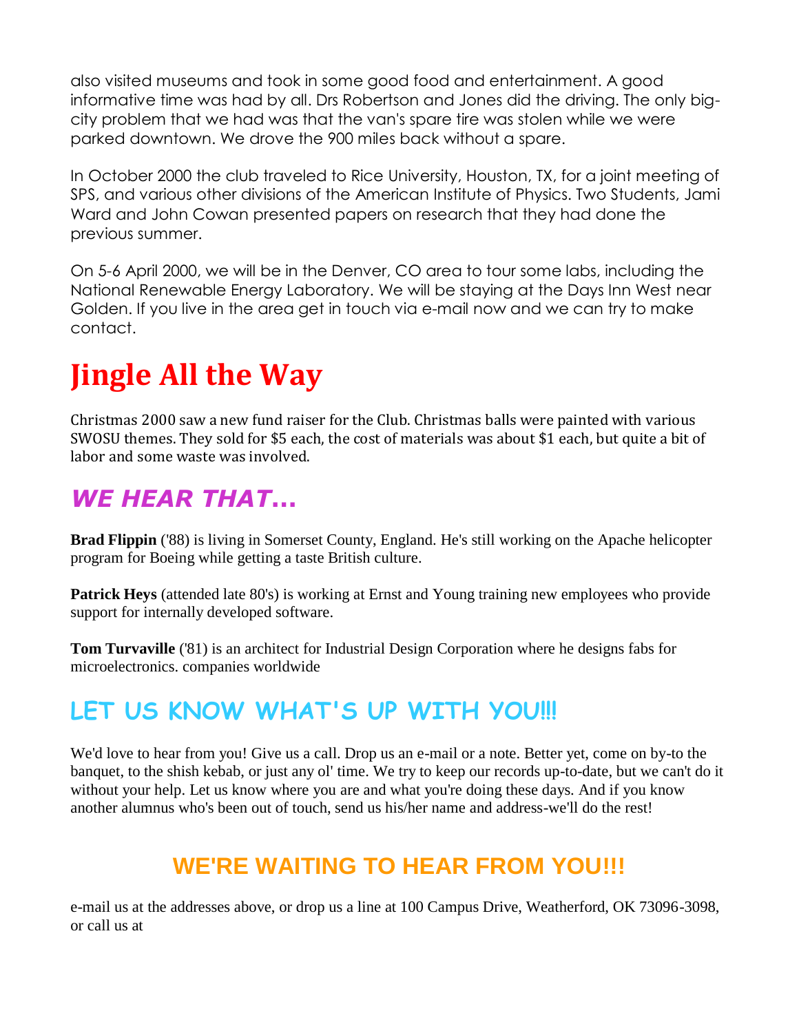also visited museums and took in some good food and entertainment. A good informative time was had by all. Drs Robertson and Jones did the driving. The only big-city problem that we had was that the van's spare tire was stolen while we were parked downtown. We drove the 900 miles back without a spare.

In October 2000 the club traveled to Rice University, Houston, TX, for a joint meeting of SPS, and various other divisions of the American Institute of Physics. Two Students, Jami Ward and John Cowan presented papers on research that they had done the previous summer.

On 5-6 April 2000, we will be in the Denver, CO area to tour some labs, including the National Renewable Energy Laboratory. We will be staying at the Days Inn West near Golden. If you live in the area get in touch via e-mail now and we can try to make contact.

# Jingle All the Way

Christmas 2000 saw a new fund raiser for the Club. Christmas balls were painted with various SWOSU themes. They sold for $5 each, the cost of materials was about $1 each, but quite a bit of labor and some waste was involved.

## *WE HEAR THAT...*

**Brad Flippin** ('88) is living in Somerset County, England. He's still working on the Apache helicopter program for Boeing while getting a taste British culture.

**Patrick Heys** (attended late 80's) is working at Ernst and Young training new employees who provide support for internally developed software.

**Tom Turvaville** ('81) is an architect for Industrial Design Corporation where he designs fabs for microelectronics. companies worldwide

## LET US KNOW WHAT'S UP WITH YOU!!!

We'd love to hear from you! Give us a call. Drop us an e-mail or a note. Better yet, come on by-to the banquet, to the shish kebab, or just any ol' time. We try to keep our records up-to-date, but we can't do it without your help. Let us know where you are and what you're doing these days. And if you know another alumnus who's been out of touch, send us his/her name and address-we'll do the rest!

## WE'RE WAITING TO HEAR FROM YOU!!!

e-mail us at the addresses above, or drop us a line at 100 Campus Drive, Weatherford, OK 73096-3098, or call us at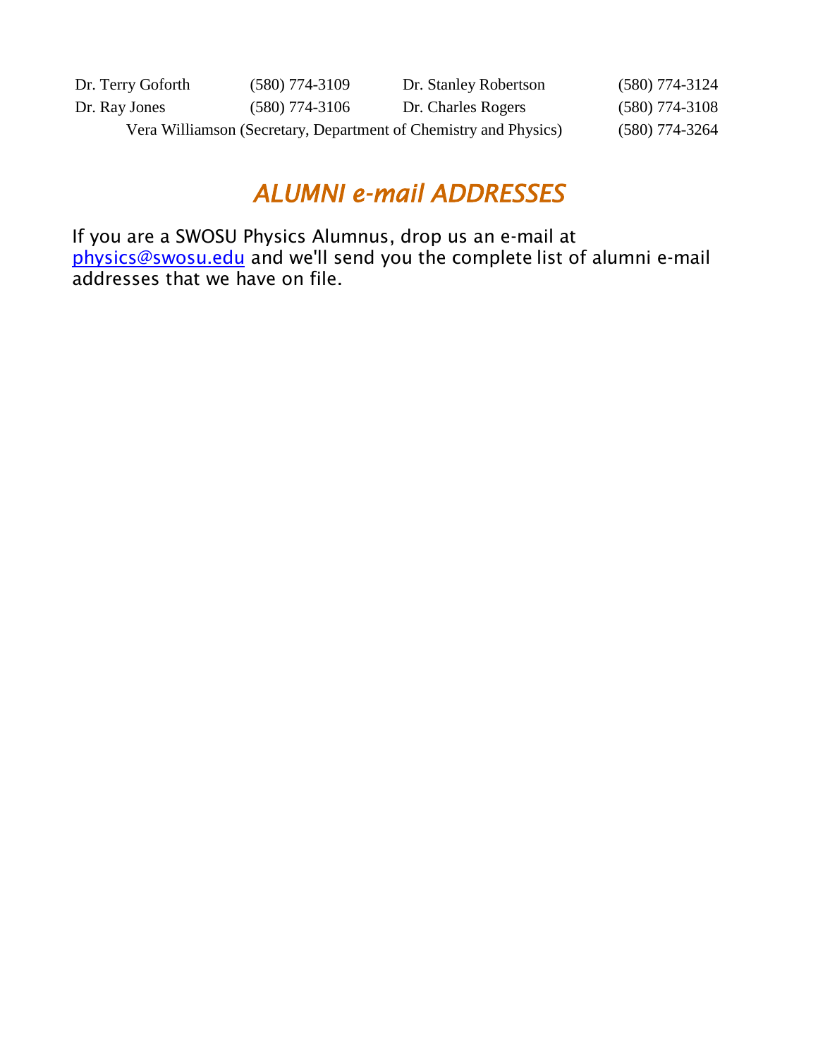| | | | |
|---|---|---|---|
| Dr. Terry Goforth | (580) 774-3109 | Dr. Stanley Robertson | (580) 774-3124 |
| Dr. Ray Jones | (580) 774-3106 | Dr. Charles Rogers | (580) 774-3108 |
| Vera Williamson (Secretary, Department of Chemistry and Physics) | | | (580) 774-3264 |

## *ALUMNI e-mail ADDRESSES*

If you are a SWOSU Physics Alumnus, drop us an e-mail at physics@swosu.edu and we'll send you the complete list of alumni e-mail addresses that we have on file.